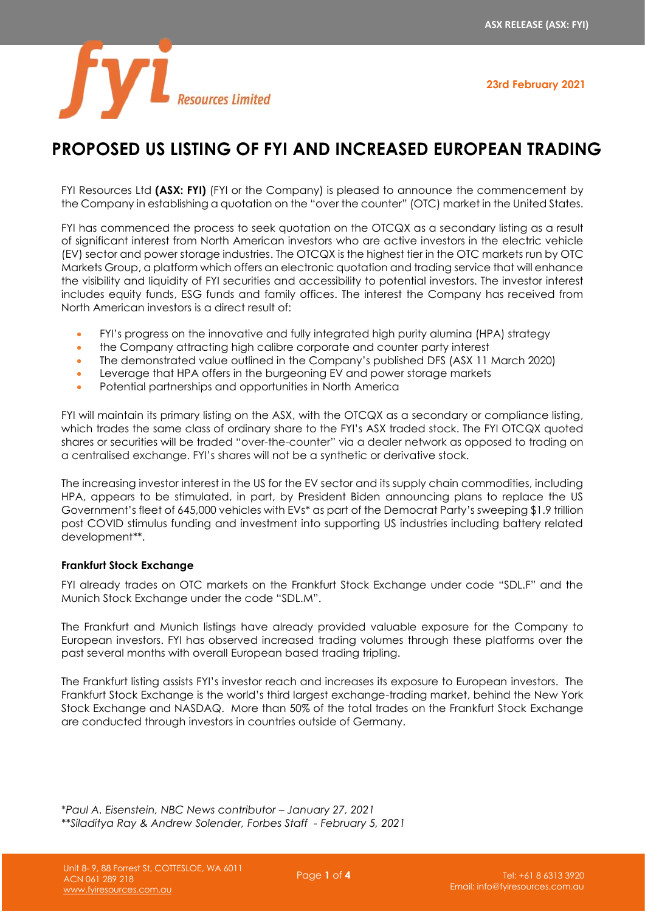23rd February 2021

# PROPOSED US LISTING OF FYI AND INCREASED EUROPEAN TRADING

FYI Resources Ltd **(ASX: FYI)** (FYI or the Company) is pleased to announce the commencement by the Company in establishing a quotation on the "over the counter" (OTC) market in the United States.

FYI has commenced the process to seek quotation on the OTCQX as a secondary listing as a result of significant interest from North American investors who are active investors in the electric vehicle (EV) sector and power storage industries. The OTCQX is the highest tier in the OTC markets run by OTC Markets Group, a platform which offers an electronic quotation and trading service that will enhance the visibility and liquidity of FYI securities and accessibility to potential investors. The investor interest includes equity funds, ESG funds and family offices. The interest the Company has received from North American investors is a direct result of:

- FYI's progress on the innovative and fully integrated high purity alumina (HPA) strategy
- the Company attracting high calibre corporate and counter party interest
- The demonstrated value outlined in the Company's published DFS (ASX 11 March 2020)
- Leverage that HPA offers in the burgeoning EV and power storage markets
- Potential partnerships and opportunities in North America

FYI will maintain its primary listing on the ASX, with the OTCQX as a secondary or compliance listing, which trades the same class of ordinary share to the FYI's ASX traded stock. The FYI OTCQX quoted shares or securities will be traded "over-the-counter" via a dealer network as opposed to trading on a centralised exchange. FYI's shares will not be a synthetic or derivative stock.

The increasing investor interest in the US for the EV sector and its supply chain commodities, including HPA, appears to be stimulated, in part, by President Biden announcing plans to replace the US Government's fleet of 645,000 vehicles with EVs* as part of the Democrat Party's sweeping $1.9 trillion post COVID stimulus funding and investment into supporting US industries including battery related development**.

**Frankfurt Stock Exchange**

FYI already trades on OTC markets on the Frankfurt Stock Exchange under code "SDL.F" and the Munich Stock Exchange under the code "SDL.M".

The Frankfurt and Munich listings have already provided valuable exposure for the Company to European investors. FYI has observed increased trading volumes through these platforms over the past several months with overall European based trading tripling.

The Frankfurt listing assists FYI's investor reach and increases its exposure to European investors. The Frankfurt Stock Exchange is the world's third largest exchange-trading market, behind the New York Stock Exchange and NASDAQ. More than 50% of the total trades on the Frankfurt Stock Exchange are conducted through investors in countries outside of Germany.

**Paul A. Eisenstein, NBC News contributor – January 27, 2021*
***Siladitya Ray & Andrew Solender, Forbes Staff - February 5, 2021*

Unit 8- 9, 88 Forrest St, COTTESLOE, WA 6011
ACN 061 289 218
www.fyiresources.com.au

Tel: +61 8 6313 3920
Email: info@fyiresources.com.au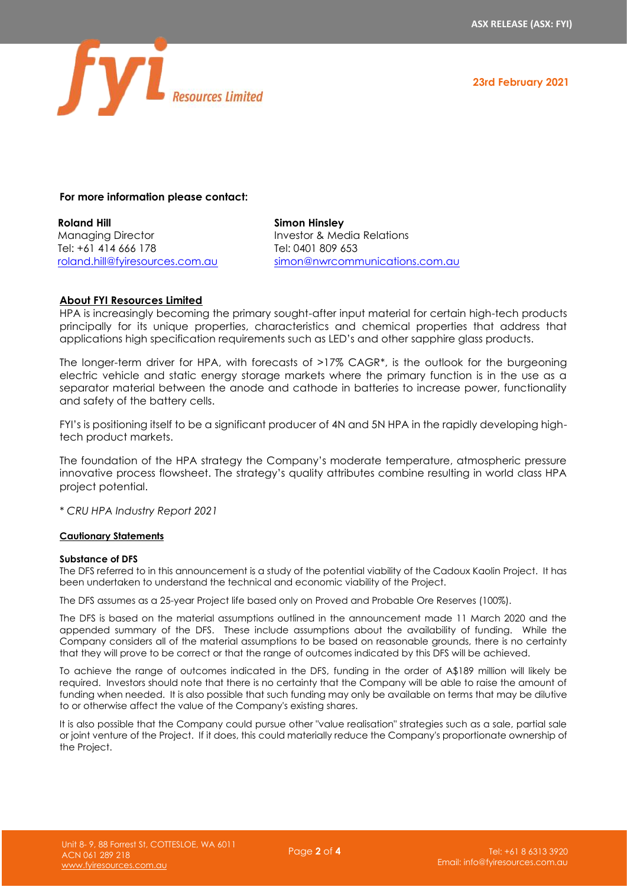23rd February 2021

**For more information please contact:**

**Roland Hill**
Managing Director
Tel: +61 414 666 178
roland.hill@fyiresources.com.au

**Simon Hinsley**
Investor & Media Relations
Tel: 0401 809 653
simon@nwrcommunications.com.au

## About FYI Resources Limited

HPA is increasingly becoming the primary sought-after input material for certain high-tech products principally for its unique properties, characteristics and chemical properties that address that applications high specification requirements such as LED's and other sapphire glass products.

The longer-term driver for HPA, with forecasts of >17% CAGR*, is the outlook for the burgeoning electric vehicle and static energy storage markets where the primary function is in the use as a separator material between the anode and cathode in batteries to increase power, functionality and safety of the battery cells.

FYI's is positioning itself to be a significant producer of 4N and 5N HPA in the rapidly developing high-tech product markets.

The foundation of the HPA strategy the Company's moderate temperature, atmospheric pressure innovative process flowsheet. The strategy's quality attributes combine resulting in world class HPA project potential.

*\* CRU HPA Industry Report 2021*

## Cautionary Statements

**Substance of DFS**

The DFS referred to in this announcement is a study of the potential viability of the Cadoux Kaolin Project. It has been undertaken to understand the technical and economic viability of the Project.

The DFS assumes as a 25-year Project life based only on Proved and Probable Ore Reserves (100%).

The DFS is based on the material assumptions outlined in the announcement made 11 March 2020 and the appended summary of the DFS. These include assumptions about the availability of funding. While the Company considers all of the material assumptions to be based on reasonable grounds, there is no certainty that they will prove to be correct or that the range of outcomes indicated by this DFS will be achieved.

To achieve the range of outcomes indicated in the DFS, funding in the order of A$189 million will likely be required. Investors should note that there is no certainty that the Company will be able to raise the amount of funding when needed. It is also possible that such funding may only be available on terms that may be dilutive to or otherwise affect the value of the Company's existing shares.

It is also possible that the Company could pursue other "value realisation" strategies such as a sale, partial sale or joint venture of the Project. If it does, this could materially reduce the Company's proportionate ownership of the Project.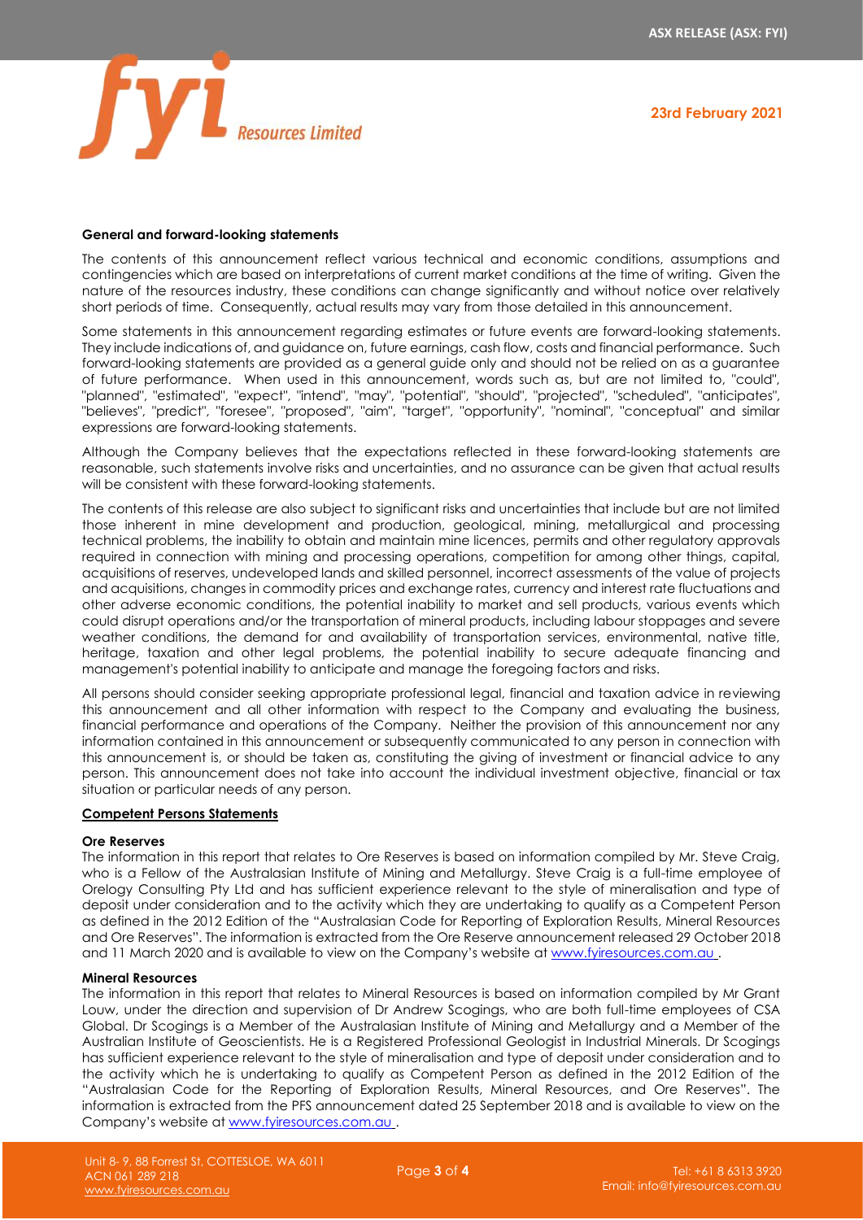**General and forward-looking statements**

The contents of this announcement reflect various technical and economic conditions, assumptions and contingencies which are based on interpretations of current market conditions at the time of writing. Given the nature of the resources industry, these conditions can change significantly and without notice over relatively short periods of time. Consequently, actual results may vary from those detailed in this announcement.

Some statements in this announcement regarding estimates or future events are forward-looking statements. They include indications of, and guidance on, future earnings, cash flow, costs and financial performance. Such forward-looking statements are provided as a general guide only and should not be relied on as a guarantee of future performance. When used in this announcement, words such as, but are not limited to, "could", "planned", "estimated", "expect", "intend", "may", "potential", "should", "projected", "scheduled", "anticipates", "believes", "predict", "foresee", "proposed", "aim", "target", "opportunity", "nominal", "conceptual" and similar expressions are forward-looking statements.

Although the Company believes that the expectations reflected in these forward-looking statements are reasonable, such statements involve risks and uncertainties, and no assurance can be given that actual results will be consistent with these forward-looking statements.

The contents of this release are also subject to significant risks and uncertainties that include but are not limited those inherent in mine development and production, geological, mining, metallurgical and processing technical problems, the inability to obtain and maintain mine licences, permits and other regulatory approvals required in connection with mining and processing operations, competition for among other things, capital, acquisitions of reserves, undeveloped lands and skilled personnel, incorrect assessments of the value of projects and acquisitions, changes in commodity prices and exchange rates, currency and interest rate fluctuations and other adverse economic conditions, the potential inability to market and sell products, various events which could disrupt operations and/or the transportation of mineral products, including labour stoppages and severe weather conditions, the demand for and availability of transportation services, environmental, native title, heritage, taxation and other legal problems, the potential inability to secure adequate financing and management's potential inability to anticipate and manage the foregoing factors and risks.

All persons should consider seeking appropriate professional legal, financial and taxation advice in reviewing this announcement and all other information with respect to the Company and evaluating the business, financial performance and operations of the Company. Neither the provision of this announcement nor any information contained in this announcement or subsequently communicated to any person in connection with this announcement is, or should be taken as, constituting the giving of investment or financial advice to any person. This announcement does not take into account the individual investment objective, financial or tax situation or particular needs of any person.

**Competent Persons Statements**

**Ore Reserves**

The information in this report that relates to Ore Reserves is based on information compiled by Mr. Steve Craig, who is a Fellow of the Australasian Institute of Mining and Metallurgy. Steve Craig is a full-time employee of Orelogy Consulting Pty Ltd and has sufficient experience relevant to the style of mineralisation and type of deposit under consideration and to the activity which they are undertaking to qualify as a Competent Person as defined in the 2012 Edition of the "Australasian Code for Reporting of Exploration Results, Mineral Resources and Ore Reserves". The information is extracted from the Ore Reserve announcement released 29 October 2018 and 11 March 2020 and is available to view on the Company's website at www.fyiresources.com.au .

**Mineral Resources**

The information in this report that relates to Mineral Resources is based on information compiled by Mr Grant Louw, under the direction and supervision of Dr Andrew Scogings, who are both full-time employees of CSA Global. Dr Scogings is a Member of the Australasian Institute of Mining and Metallurgy and a Member of the Australian Institute of Geoscientists. He is a Registered Professional Geologist in Industrial Minerals. Dr Scogings has sufficient experience relevant to the style of mineralisation and type of deposit under consideration and to the activity which he is undertaking to qualify as Competent Person as defined in the 2012 Edition of the "Australasian Code for the Reporting of Exploration Results, Mineral Resources, and Ore Reserves". The information is extracted from the PFS announcement dated 25 September 2018 and is available to view on the Company's website at www.fyiresources.com.au .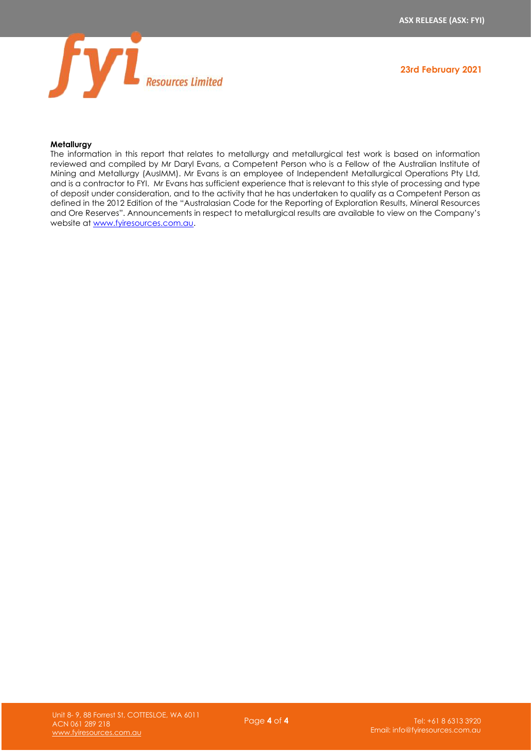**Metallurgy**

The information in this report that relates to metallurgy and metallurgical test work is based on information reviewed and compiled by Mr Daryl Evans, a Competent Person who is a Fellow of the Australian Institute of Mining and Metallurgy (AusIMM). Mr Evans is an employee of Independent Metallurgical Operations Pty Ltd, and is a contractor to FYI. Mr Evans has sufficient experience that is relevant to this style of processing and type of deposit under consideration, and to the activity that he has undertaken to qualify as a Competent Person as defined in the 2012 Edition of the "Australasian Code for the Reporting of Exploration Results, Mineral Resources and Ore Reserves". Announcements in respect to metallurgical results are available to view on the Company's website at www.fyiresources.com.au.